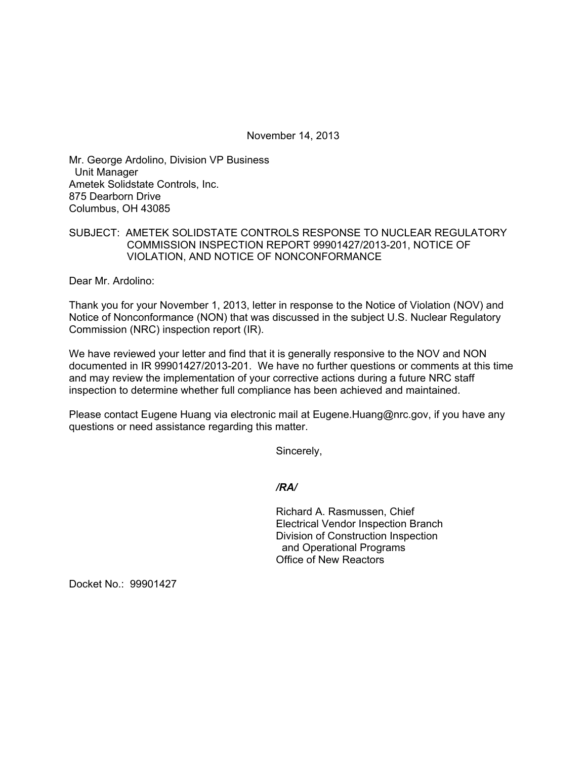November 14, 2013

Mr. George Ardolino, Division VP Business
Unit Manager
Ametek Solidstate Controls, Inc.
875 Dearborn Drive
Columbus, OH 43085

SUBJECT: AMETEK SOLIDSTATE CONTROLS RESPONSE TO NUCLEAR REGULATORY COMMISSION INSPECTION REPORT 99901427/2013-201, NOTICE OF VIOLATION, AND NOTICE OF NONCONFORMANCE

Dear Mr. Ardolino:

Thank you for your November 1, 2013, letter in response to the Notice of Violation (NOV) and Notice of Nonconformance (NON) that was discussed in the subject U.S. Nuclear Regulatory Commission (NRC) inspection report (IR).

We have reviewed your letter and find that it is generally responsive to the NOV and NON documented in IR 99901427/2013-201. We have no further questions or comments at this time and may review the implementation of your corrective actions during a future NRC staff inspection to determine whether full compliance has been achieved and maintained.

Please contact Eugene Huang via electronic mail at Eugene.Huang@nrc.gov, if you have any questions or need assistance regarding this matter.

Sincerely,

***/RA/***

Richard A. Rasmussen, Chief
Electrical Vendor Inspection Branch
Division of Construction Inspection
and Operational Programs
Office of New Reactors

Docket No.: 99901427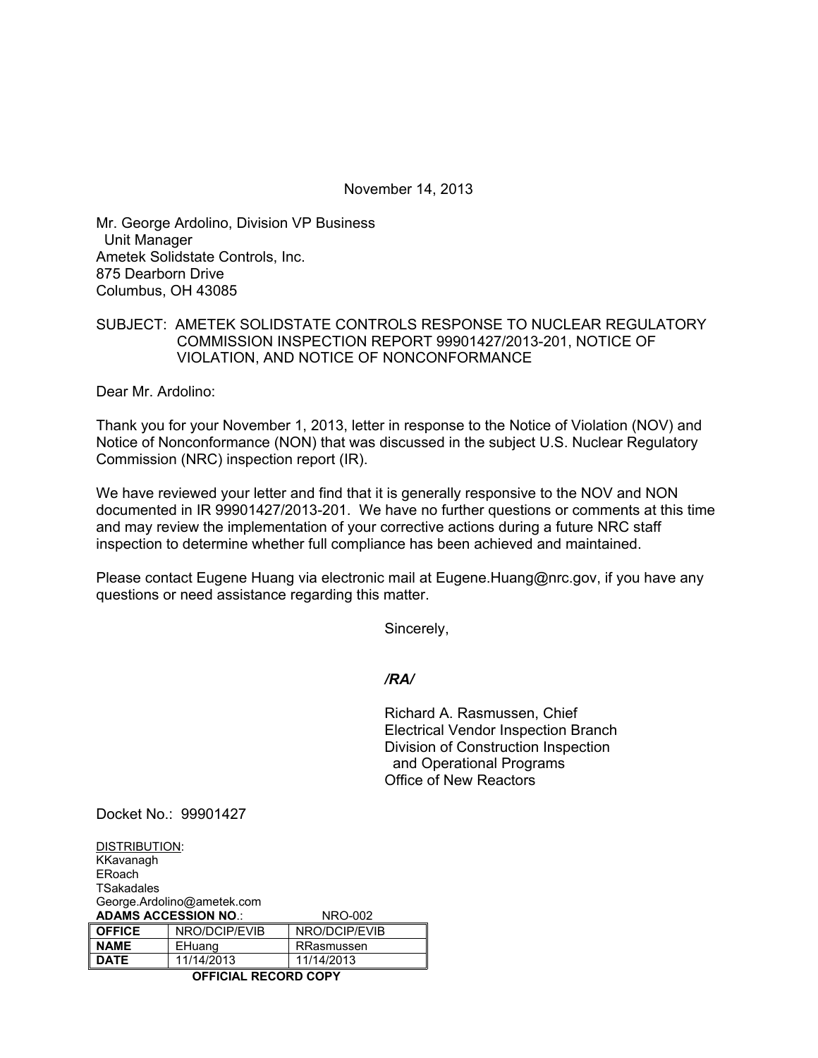November 14, 2013

Mr. George Ardolino, Division VP Business
Unit Manager
Ametek Solidstate Controls, Inc.
875 Dearborn Drive
Columbus, OH 43085

SUBJECT: AMETEK SOLIDSTATE CONTROLS RESPONSE TO NUCLEAR REGULATORY COMMISSION INSPECTION REPORT 99901427/2013-201, NOTICE OF VIOLATION, AND NOTICE OF NONCONFORMANCE

Dear Mr. Ardolino:

Thank you for your November 1, 2013, letter in response to the Notice of Violation (NOV) and Notice of Nonconformance (NON) that was discussed in the subject U.S. Nuclear Regulatory Commission (NRC) inspection report (IR).

We have reviewed your letter and find that it is generally responsive to the NOV and NON documented in IR 99901427/2013-201. We have no further questions or comments at this time and may review the implementation of your corrective actions during a future NRC staff inspection to determine whether full compliance has been achieved and maintained.

Please contact Eugene Huang via electronic mail at Eugene.Huang@nrc.gov, if you have any questions or need assistance regarding this matter.

Sincerely,

*/RA/*

Richard A. Rasmussen, Chief
Electrical Vendor Inspection Branch
Division of Construction Inspection
and Operational Programs
Office of New Reactors

Docket No.: 99901427

DISTRIBUTION:
KKavanagh
ERoach
TSakadales
George.Ardolino@ametek.com

**ADAMS ACCESSION NO.**: NRO-002

| **OFFICE** | NRO/DCIP/EVIB | NRO/DCIP/EVIB |
|---|---|---|
| **NAME** | EHuang | RRasmussen |
| **DATE** | 11/14/2013 | 11/14/2013 |

**OFFICIAL RECORD COPY**